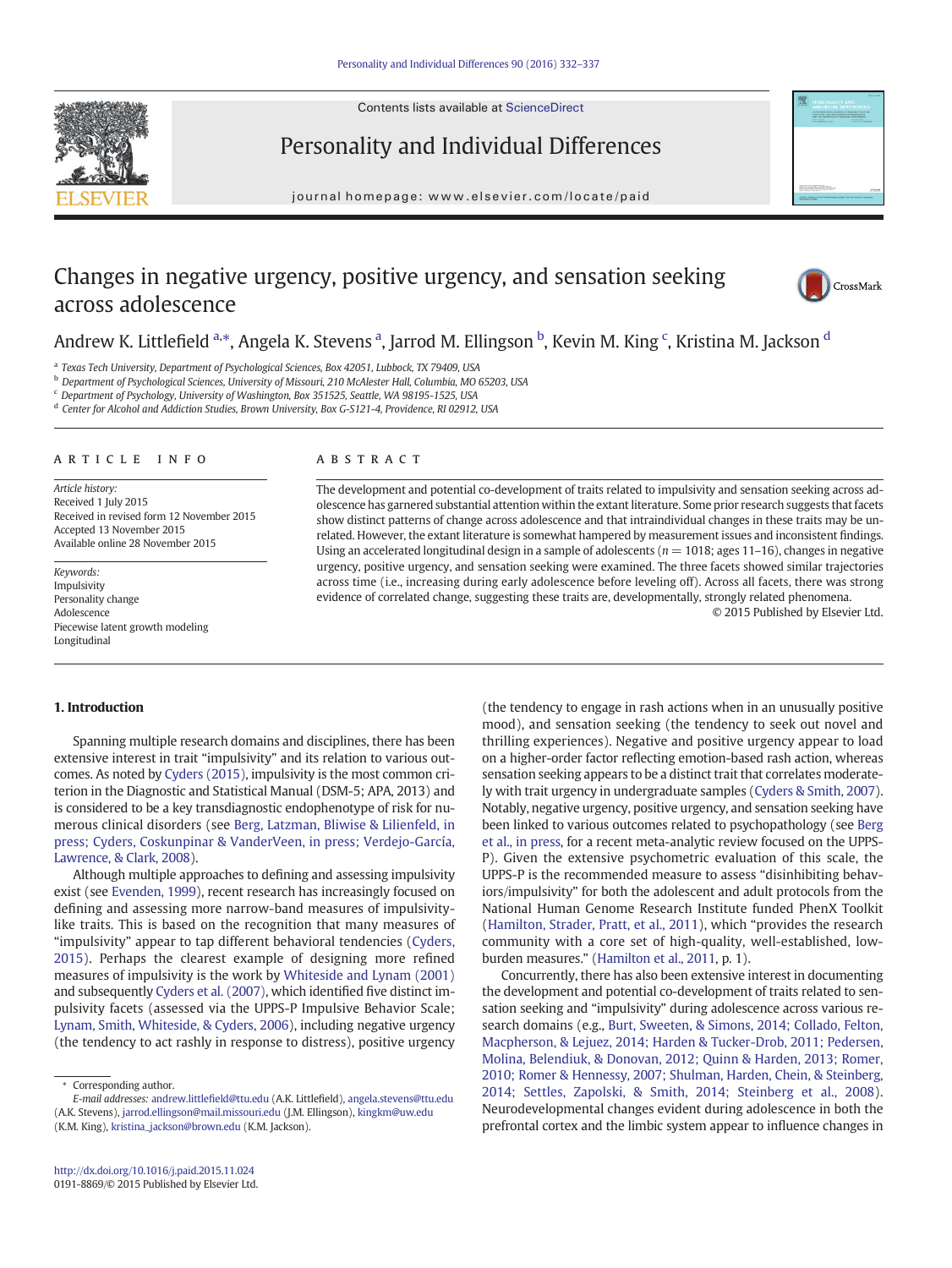Contents lists available at ScienceDirect

Personality and Individual Differences

journal homepage: www.elsevier.com/locate/paid

# Changes in negative urgency, positive urgency, and sensation seeking across adolescence

Andrew K. Littlefield [a,*], Angela K. Stevens [a], Jarrod M. Ellingson [b], Kevin M. King [c], Kristina M. Jackson [d]

[a] Texas Tech University, Department of Psychological Sciences, Box 42051, Lubbock, TX 79409, USA
[b] Department of Psychological Sciences, University of Missouri, 210 McAlester Hall, Columbia, MO 65203, USA
[c] Department of Psychology, University of Washington, Box 351525, Seattle, WA 98195-1525, USA
[d] Center for Alcohol and Addiction Studies, Brown University, Box G-S121-4, Providence, RI 02912, USA

## ARTICLE INFO

*Article history:*
Received 1 July 2015
Received in revised form 12 November 2015
Accepted 13 November 2015
Available online 28 November 2015

*Keywords:*
Impulsivity
Personality change
Adolescence
Piecewise latent growth modeling
Longitudinal

## ABSTRACT

The development and potential co-development of traits related to impulsivity and sensation seeking across adolescence has garnered substantial attention within the extant literature. Some prior research suggests that facets show distinct patterns of change across adolescence and that intraindividual changes in these traits may be unrelated. However, the extant literature is somewhat hampered by measurement issues and inconsistent findings. Using an accelerated longitudinal design in a sample of adolescents ($n = 1018$; ages 11–16), changes in negative urgency, positive urgency, and sensation seeking were examined. The three facets showed similar trajectories across time (i.e., increasing during early adolescence before leveling off). Across all facets, there was strong evidence of correlated change, suggesting these traits are, developmentally, strongly related phenomena.

© 2015 Published by Elsevier Ltd.

## 1. Introduction

Spanning multiple research domains and disciplines, there has been extensive interest in trait "impulsivity" and its relation to various outcomes. As noted by Cyders (2015), impulsivity is the most common criterion in the Diagnostic and Statistical Manual (DSM-5; APA, 2013) and is considered to be a key transdiagnostic endophenotype of risk for numerous clinical disorders (see Berg, Latzman, Bliwise & Lilienfeld, in press; Cyders, Coskunpinar & VanderVeen, in press; Verdejo-García, Lawrence, & Clark, 2008).

Although multiple approaches to defining and assessing impulsivity exist (see Evenden, 1999), recent research has increasingly focused on defining and assessing more narrow-band measures of impulsivity-like traits. This is based on the recognition that many measures of "impulsivity" appear to tap different behavioral tendencies (Cyders, 2015). Perhaps the clearest example of designing more refined measures of impulsivity is the work by Whiteside and Lynam (2001) and subsequently Cyders et al. (2007), which identified five distinct impulsivity facets (assessed via the UPPS-P Impulsive Behavior Scale; Lynam, Smith, Whiteside, & Cyders, 2006), including negative urgency (the tendency to act rashly in response to distress), positive urgency (the tendency to engage in rash actions when in an unusually positive mood), and sensation seeking (the tendency to seek out novel and thrilling experiences). Negative and positive urgency appear to load on a higher-order factor reflecting emotion-based rash action, whereas sensation seeking appears to be a distinct trait that correlates moderately with trait urgency in undergraduate samples (Cyders & Smith, 2007). Notably, negative urgency, positive urgency, and sensation seeking have been linked to various outcomes related to psychopathology (see Berg et al., in press, for a recent meta-analytic review focused on the UPPS-P). Given the extensive psychometric evaluation of this scale, the UPPS-P is the recommended measure to assess "disinhibiting behaviors/impulsivity" for both the adolescent and adult protocols from the National Human Genome Research Institute funded PhenX Toolkit (Hamilton, Strader, Pratt, et al., 2011), which "provides the research community with a core set of high-quality, well-established, low-burden measures." (Hamilton et al., 2011, p. 1).

Concurrently, there has also been extensive interest in documenting the development and potential co-development of traits related to sensation seeking and "impulsivity" during adolescence across various research domains (e.g., Burt, Sweeten, & Simons, 2014; Collado, Felton, Macpherson, & Lejuez, 2014; Harden & Tucker-Drob, 2011; Pedersen, Molina, Belendiuk, & Donovan, 2012; Quinn & Harden, 2013; Romer, 2010; Romer & Hennessy, 2007; Shulman, Harden, Chein, & Steinberg, 2014; Settles, Zapolski, & Smith, 2014; Steinberg et al., 2008). Neurodevelopmental changes evident during adolescence in both the prefrontal cortex and the limbic system appear to influence changes in

\* Corresponding author.
E-mail addresses: andrew.littlefield@ttu.edu (A.K. Littlefield), angela.stevens@ttu.edu (A.K. Stevens), jarrod.ellingson@mail.missouri.edu (J.M. Ellingson), kingkm@uw.edu (K.M. King), kristina_jackson@brown.edu (K.M. Jackson).

http://dx.doi.org/10.1016/j.paid.2015.11.024
0191-8869/© 2015 Published by Elsevier Ltd.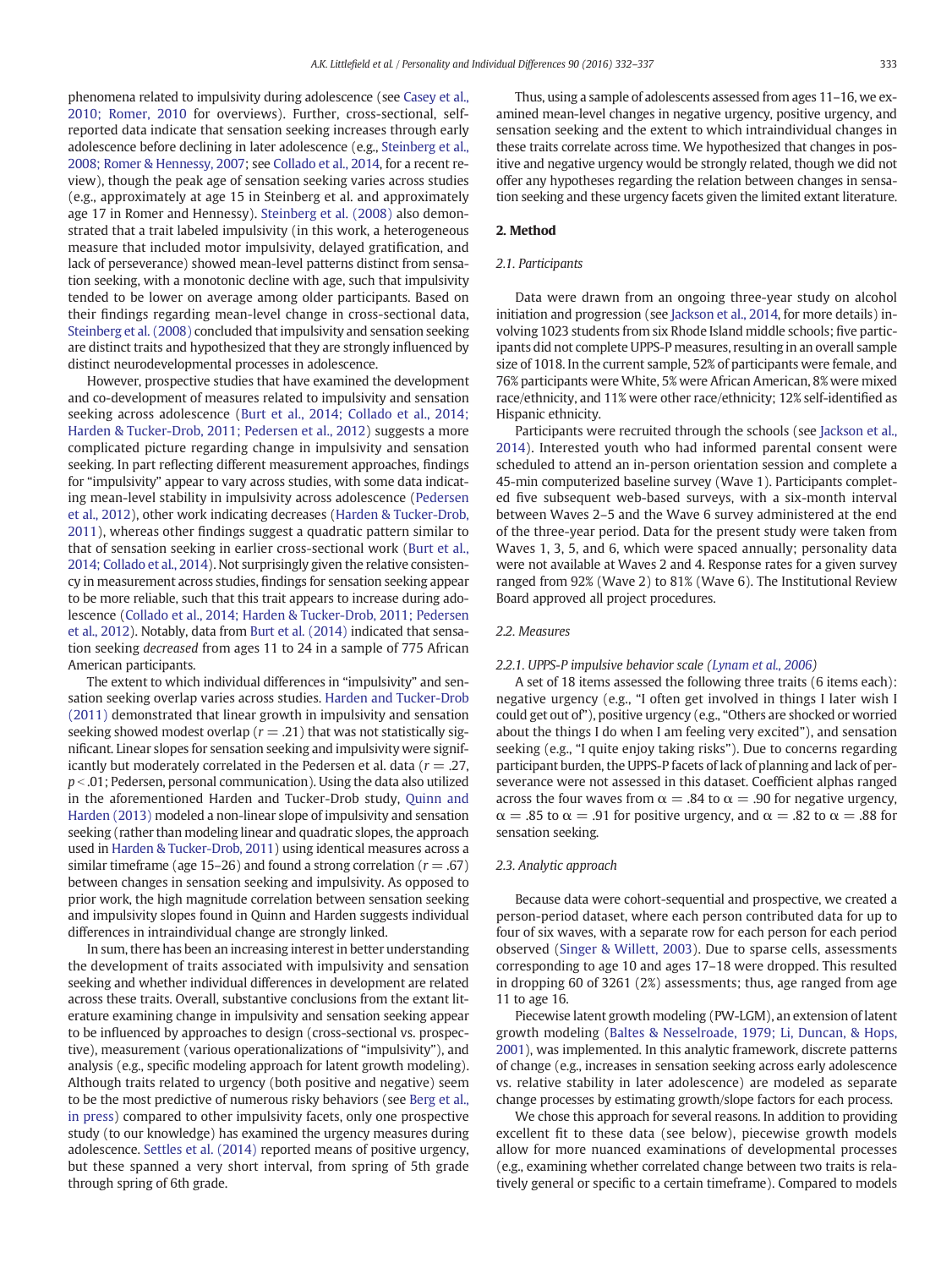phenomena related to impulsivity during adolescence (see Casey et al., 2010; Romer, 2010 for overviews). Further, cross-sectional, self-reported data indicate that sensation seeking increases through early adolescence before declining in later adolescence (e.g., Steinberg et al., 2008; Romer & Hennessy, 2007; see Collado et al., 2014, for a recent review), though the peak age of sensation seeking varies across studies (e.g., approximately at age 15 in Steinberg et al. and approximately age 17 in Romer and Hennessy). Steinberg et al. (2008) also demonstrated that a trait labeled impulsivity (in this work, a heterogeneous measure that included motor impulsivity, delayed gratification, and lack of perseverance) showed mean-level patterns distinct from sensation seeking, with a monotonic decline with age, such that impulsivity tended to be lower on average among older participants. Based on their findings regarding mean-level change in cross-sectional data, Steinberg et al. (2008) concluded that impulsivity and sensation seeking are distinct traits and hypothesized that they are strongly influenced by distinct neurodevelopmental processes in adolescence.

However, prospective studies that have examined the development and co-development of measures related to impulsivity and sensation seeking across adolescence (Burt et al., 2014; Collado et al., 2014; Harden & Tucker-Drob, 2011; Pedersen et al., 2012) suggests a more complicated picture regarding change in impulsivity and sensation seeking. In part reflecting different measurement approaches, findings for "impulsivity" appear to vary across studies, with some data indicating mean-level stability in impulsivity across adolescence (Pedersen et al., 2012), other work indicating decreases (Harden & Tucker-Drob, 2011), whereas other findings suggest a quadratic pattern similar to that of sensation seeking in earlier cross-sectional work (Burt et al., 2014; Collado et al., 2014). Not surprisingly given the relative consistency in measurement across studies, findings for sensation seeking appear to be more reliable, such that this trait appears to increase during adolescence (Collado et al., 2014; Harden & Tucker-Drob, 2011; Pedersen et al., 2012). Notably, data from Burt et al. (2014) indicated that sensation seeking *decreased* from ages 11 to 24 in a sample of 775 African American participants.

The extent to which individual differences in "impulsivity" and sensation seeking overlap varies across studies. Harden and Tucker-Drob (2011) demonstrated that linear growth in impulsivity and sensation seeking showed modest overlap ($r = .21$) that was not statistically significant. Linear slopes for sensation seeking and impulsivity were significantly but moderately correlated in the Pedersen et al. data ($r = .27$, $p < .01$; Pedersen, personal communication). Using the data also utilized in the aforementioned Harden and Tucker-Drob study, Quinn and Harden (2013) modeled a non-linear slope of impulsivity and sensation seeking (rather than modeling linear and quadratic slopes, the approach used in Harden & Tucker-Drob, 2011) using identical measures across a similar timeframe (age 15–26) and found a strong correlation ($r = .67$) between changes in sensation seeking and impulsivity. As opposed to prior work, the high magnitude correlation between sensation seeking and impulsivity slopes found in Quinn and Harden suggests individual differences in intraindividual change are strongly linked.

In sum, there has been an increasing interest in better understanding the development of traits associated with impulsivity and sensation seeking and whether individual differences in development are related across these traits. Overall, substantive conclusions from the extant literature examining change in impulsivity and sensation seeking appear to be influenced by approaches to design (cross-sectional vs. prospective), measurement (various operationalizations of "impulsivity"), and analysis (e.g., specific modeling approach for latent growth modeling). Although traits related to urgency (both positive and negative) seem to be the most predictive of numerous risky behaviors (see Berg et al., in press) compared to other impulsivity facets, only one prospective study (to our knowledge) has examined the urgency measures during adolescence. Settles et al. (2014) reported means of positive urgency, but these spanned a very short interval, from spring of 5th grade through spring of 6th grade.

Thus, using a sample of adolescents assessed from ages 11–16, we examined mean-level changes in negative urgency, positive urgency, and sensation seeking and the extent to which intraindividual changes in these traits correlate across time. We hypothesized that changes in positive and negative urgency would be strongly related, though we did not offer any hypotheses regarding the relation between changes in sensation seeking and these urgency facets given the limited extant literature.

## 2. Method

### 2.1. Participants

Data were drawn from an ongoing three-year study on alcohol initiation and progression (see Jackson et al., 2014, for more details) involving 1023 students from six Rhode Island middle schools; five participants did not complete UPPS-P measures, resulting in an overall sample size of 1018. In the current sample, 52% of participants were female, and 76% participants were White, 5% were African American, 8% were mixed race/ethnicity, and 11% were other race/ethnicity; 12% self-identified as Hispanic ethnicity.

Participants were recruited through the schools (see Jackson et al., 2014). Interested youth who had informed parental consent were scheduled to attend an in-person orientation session and complete a 45-min computerized baseline survey (Wave 1). Participants completed five subsequent web-based surveys, with a six-month interval between Waves 2–5 and the Wave 6 survey administered at the end of the three-year period. Data for the present study were taken from Waves 1, 3, 5, and 6, which were spaced annually; personality data were not available at Waves 2 and 4. Response rates for a given survey ranged from 92% (Wave 2) to 81% (Wave 6). The Institutional Review Board approved all project procedures.

### 2.2. Measures

#### 2.2.1. UPPS-P impulsive behavior scale (Lynam et al., 2006)

A set of 18 items assessed the following three traits (6 items each): negative urgency (e.g., "I often get involved in things I later wish I could get out of"), positive urgency (e.g., "Others are shocked or worried about the things I do when I am feeling very excited"), and sensation seeking (e.g., "I quite enjoy taking risks"). Due to concerns regarding participant burden, the UPPS-P facets of lack of planning and lack of perseverance were not assessed in this dataset. Coefficient alphas ranged across the four waves from $\alpha = .84$ to $\alpha = .90$ for negative urgency, $\alpha = .85$ to $\alpha = .91$ for positive urgency, and $\alpha = .82$ to $\alpha = .88$ for sensation seeking.

### 2.3. Analytic approach

Because data were cohort-sequential and prospective, we created a person-period dataset, where each person contributed data for up to four of six waves, with a separate row for each person for each period observed (Singer & Willett, 2003). Due to sparse cells, assessments corresponding to age 10 and ages 17–18 were dropped. This resulted in dropping 60 of 3261 (2%) assessments; thus, age ranged from age 11 to age 16.

Piecewise latent growth modeling (PW-LGM), an extension of latent growth modeling (Baltes & Nesselroade, 1979; Li, Duncan, & Hops, 2001), was implemented. In this analytic framework, discrete patterns of change (e.g., increases in sensation seeking across early adolescence vs. relative stability in later adolescence) are modeled as separate change processes by estimating growth/slope factors for each process.

We chose this approach for several reasons. In addition to providing excellent fit to these data (see below), piecewise growth models allow for more nuanced examinations of developmental processes (e.g., examining whether correlated change between two traits is relatively general or specific to a certain timeframe). Compared to models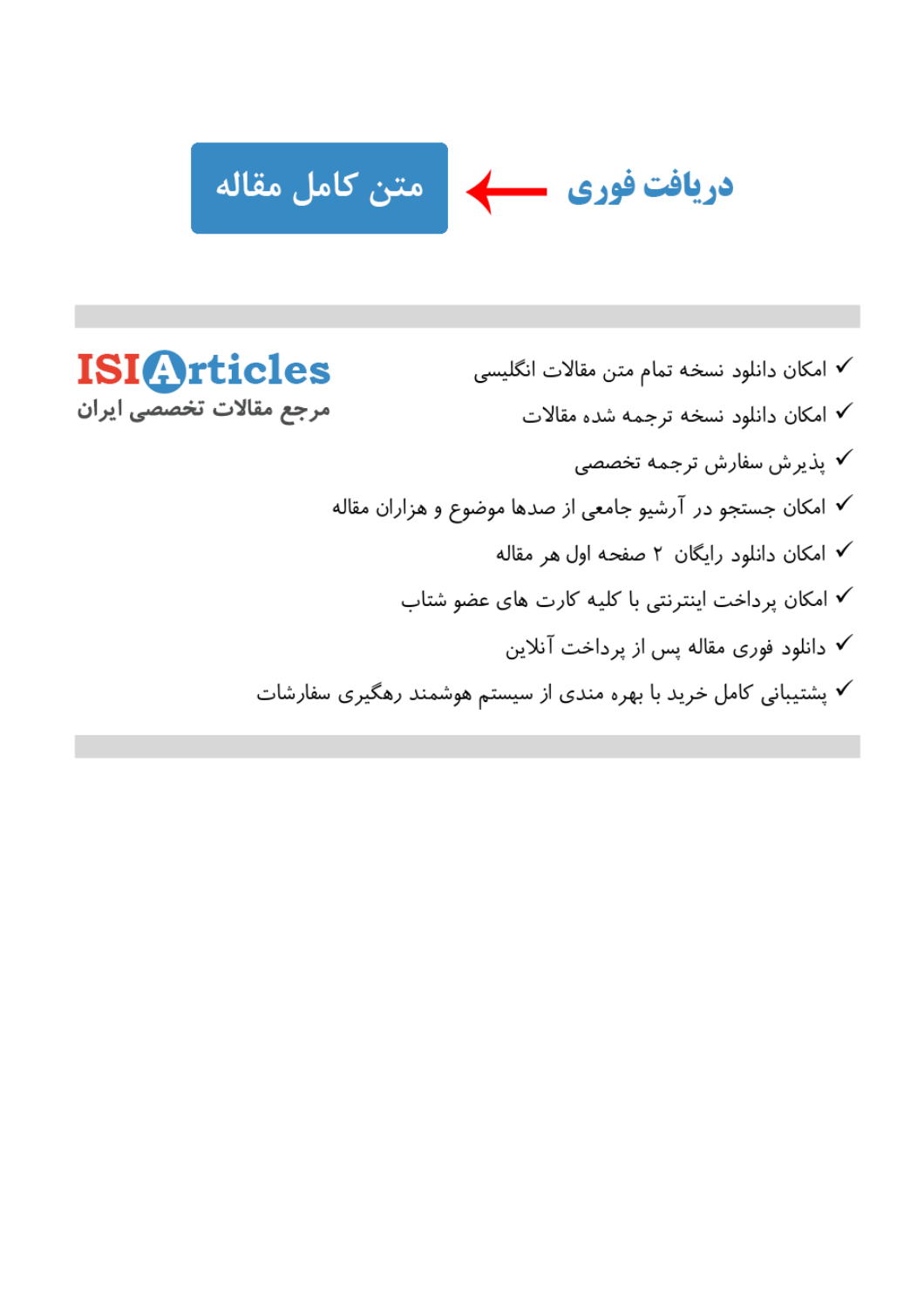دریافت فوری ← **متن کامل مقاله**

**ISIArticles**
مرجع مقالات تخصصی ایران

- ✓ امکان دانلود نسخه تمام متن مقالات انگلیسی
- ✓ امکان دانلود نسخه ترجمه شده مقالات
- ✓ پذیرش سفارش ترجمه تخصصی
- ✓ امکان جستجو در آرشیو جامعی از صدها موضوع و هزاران مقاله
- ✓ امکان دانلود رایگان ۲ صفحه اول هر مقاله
- ✓ امکان پرداخت اینترنتی با کلیه کارت های عضو شتاب
- ✓ دانلود فوری مقاله پس از پرداخت آنلاین
- ✓ پشتیبانی کامل خرید با بهره مندی از سیستم هوشمند رهگیری سفارشات